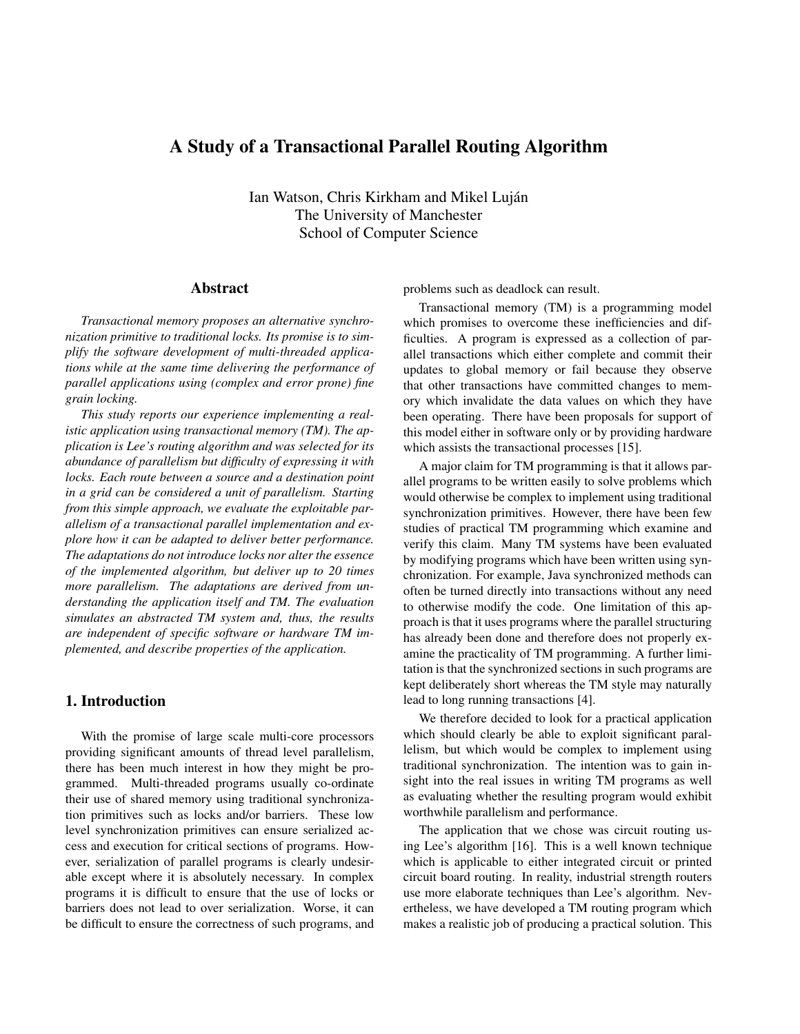# A Study of a Transactional Parallel Routing Algorithm

Ian Watson, Chris Kirkham and Mikel Luján
The University of Manchester
School of Computer Science

## Abstract

*Transactional memory proposes an alternative synchronization primitive to traditional locks. Its promise is to simplify the software development of multi-threaded applications while at the same time delivering the performance of parallel applications using (complex and error prone) fine grain locking.*

*This study reports our experience implementing a realistic application using transactional memory (TM). The application is Lee's routing algorithm and was selected for its abundance of parallelism but difficulty of expressing it with locks. Each route between a source and a destination point in a grid can be considered a unit of parallelism. Starting from this simple approach, we evaluate the exploitable parallelism of a transactional parallel implementation and explore how it can be adapted to deliver better performance. The adaptations do not introduce locks nor alter the essence of the implemented algorithm, but deliver up to 20 times more parallelism. The adaptations are derived from understanding the application itself and TM. The evaluation simulates an abstracted TM system and, thus, the results are independent of specific software or hardware TM implemented, and describe properties of the application.*

## 1. Introduction

With the promise of large scale multi-core processors providing significant amounts of thread level parallelism, there has been much interest in how they might be programmed. Multi-threaded programs usually co-ordinate their use of shared memory using traditional synchronization primitives such as locks and/or barriers. These low level synchronization primitives can ensure serialized access and execution for critical sections of programs. However, serialization of parallel programs is clearly undesirable except where it is absolutely necessary. In complex programs it is difficult to ensure that the use of locks or barriers does not lead to over serialization. Worse, it can be difficult to ensure the correctness of such programs, and problems such as deadlock can result.

Transactional memory (TM) is a programming model which promises to overcome these inefficiencies and difficulties. A program is expressed as a collection of parallel transactions which either complete and commit their updates to global memory or fail because they observe that other transactions have committed changes to memory which invalidate the data values on which they have been operating. There have been proposals for support of this model either in software only or by providing hardware which assists the transactional processes [15].

A major claim for TM programming is that it allows parallel programs to be written easily to solve problems which would otherwise be complex to implement using traditional synchronization primitives. However, there have been few studies of practical TM programming which examine and verify this claim. Many TM systems have been evaluated by modifying programs which have been written using synchronization. For example, Java synchronized methods can often be turned directly into transactions without any need to otherwise modify the code. One limitation of this approach is that it uses programs where the parallel structuring has already been done and therefore does not properly examine the practicality of TM programming. A further limitation is that the synchronized sections in such programs are kept deliberately short whereas the TM style may naturally lead to long running transactions [4].

We therefore decided to look for a practical application which should clearly be able to exploit significant parallelism, but which would be complex to implement using traditional synchronization. The intention was to gain insight into the real issues in writing TM programs as well as evaluating whether the resulting program would exhibit worthwhile parallelism and performance.

The application that we chose was circuit routing using Lee's algorithm [16]. This is a well known technique which is applicable to either integrated circuit or printed circuit board routing. In reality, industrial strength routers use more elaborate techniques than Lee's algorithm. Nevertheless, we have developed a TM routing program which makes a realistic job of producing a practical solution. This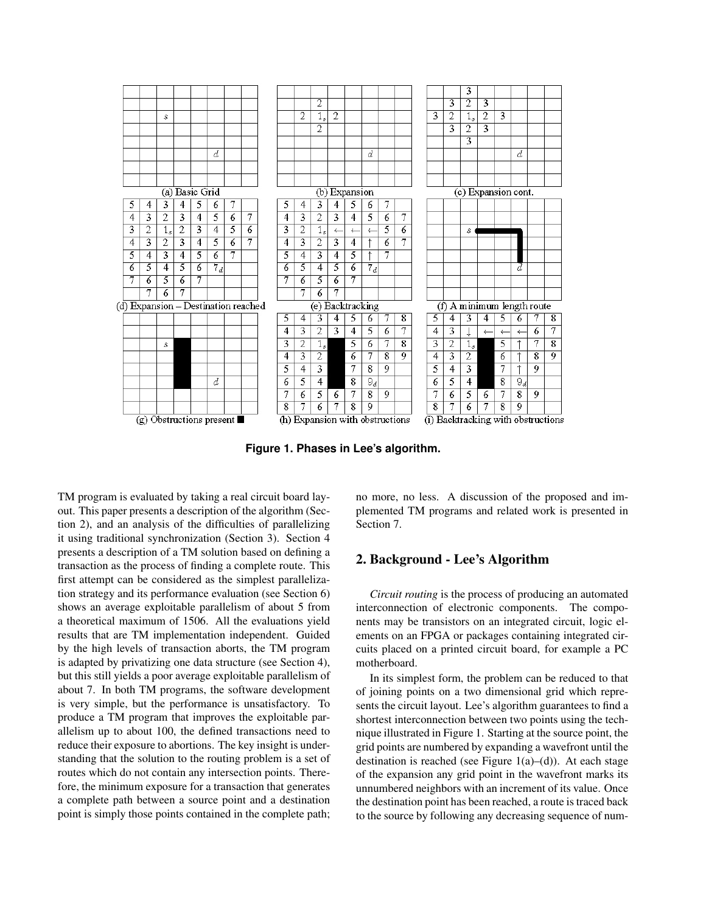Figure 1. Phases in Lee's algorithm.

TM program is evaluated by taking a real circuit board layout. This paper presents a description of the algorithm (Section 2), and an analysis of the difficulties of parallelizing it using traditional synchronization (Section 3). Section 4 presents a description of a TM solution based on defining a transaction as the process of finding a complete route. This first attempt can be considered as the simplest parallelization strategy and its performance evaluation (see Section 6) shows an average exploitable parallelism of about 5 from a theoretical maximum of 1506. All the evaluations yield results that are TM implementation independent. Guided by the high levels of transaction aborts, the TM program is adapted by privatizing one data structure (see Section 4), but this still yields a poor average exploitable parallelism of about 7. In both TM programs, the software development is very simple, but the performance is unsatisfactory. To produce a TM program that improves the exploitable parallelism up to about 100, the defined transactions need to reduce their exposure to abortions. The key insight is understanding that the solution to the routing problem is a set of routes which do not contain any intersection points. Therefore, the minimum exposure for a transaction that generates a complete path between a source point and a destination point is simply those points contained in the complete path; no more, no less. A discussion of the proposed and implemented TM programs and related work is presented in Section 7.

## 2. Background - Lee's Algorithm

*Circuit routing* is the process of producing an automated interconnection of electronic components. The components may be transistors on an integrated circuit, logic elements on an FPGA or packages containing integrated circuits placed on a printed circuit board, for example a PC motherboard.

In its simplest form, the problem can be reduced to that of joining points on a two dimensional grid which represents the circuit layout. Lee's algorithm guarantees to find a shortest interconnection between two points using the technique illustrated in Figure 1. Starting at the source point, the grid points are numbered by expanding a wavefront until the destination is reached (see Figure 1(a)–(d)). At each stage of the expansion any grid point in the wavefront marks its unnumbered neighbors with an increment of its value. Once the destination point has been reached, a route is traced back to the source by following any decreasing sequence of num-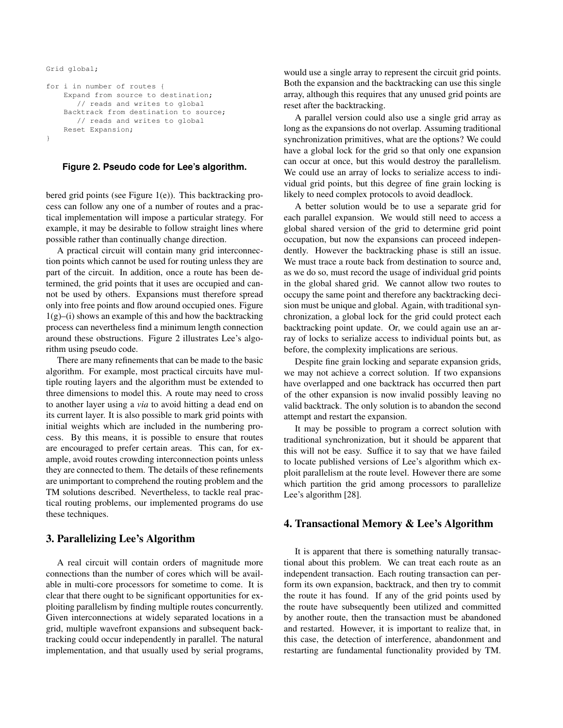```
Grid global;

for i in number of routes {
    Expand from source to destination;
       // reads and writes to global
    Backtrack from destination to source;
       // reads and writes to global
    Reset Expansion;
}
```

**Figure 2. Pseudo code for Lee's algorithm.**

bered grid points (see Figure 1(e)). This backtracking process can follow any one of a number of routes and a practical implementation will impose a particular strategy. For example, it may be desirable to follow straight lines where possible rather than continually change direction.

A practical circuit will contain many grid interconnection points which cannot be used for routing unless they are part of the circuit. In addition, once a route has been determined, the grid points that it uses are occupied and cannot be used by others. Expansions must therefore spread only into free points and flow around occupied ones. Figure 1(g)–(i) shows an example of this and how the backtracking process can nevertheless find a minimum length connection around these obstructions. Figure 2 illustrates Lee's algorithm using pseudo code.

There are many refinements that can be made to the basic algorithm. For example, most practical circuits have multiple routing layers and the algorithm must be extended to three dimensions to model this. A route may need to cross to another layer using a *via* to avoid hitting a dead end on its current layer. It is also possible to mark grid points with initial weights which are included in the numbering process. By this means, it is possible to ensure that routes are encouraged to prefer certain areas. This can, for example, avoid routes crowding interconnection points unless they are connected to them. The details of these refinements are unimportant to comprehend the routing problem and the TM solutions described. Nevertheless, to tackle real practical routing problems, our implemented programs do use these techniques.

## 3. Parallelizing Lee's Algorithm

A real circuit will contain orders of magnitude more connections than the number of cores which will be available in multi-core processors for sometime to come. It is clear that there ought to be significant opportunities for exploiting parallelism by finding multiple routes concurrently. Given interconnections at widely separated locations in a grid, multiple wavefront expansions and subsequent backtracking could occur independently in parallel. The natural implementation, and that usually used by serial programs, would use a single array to represent the circuit grid points. Both the expansion and the backtracking can use this single array, although this requires that any unused grid points are reset after the backtracking.

A parallel version could also use a single grid array as long as the expansions do not overlap. Assuming traditional synchronization primitives, what are the options? We could have a global lock for the grid so that only one expansion can occur at once, but this would destroy the parallelism. We could use an array of locks to serialize access to individual grid points, but this degree of fine grain locking is likely to need complex protocols to avoid deadlock.

A better solution would be to use a separate grid for each parallel expansion. We would still need to access a global shared version of the grid to determine grid point occupation, but now the expansions can proceed independently. However the backtracking phase is still an issue. We must trace a route back from destination to source and, as we do so, must record the usage of individual grid points in the global shared grid. We cannot allow two routes to occupy the same point and therefore any backtracking decision must be unique and global. Again, with traditional synchronization, a global lock for the grid could protect each backtracking point update. Or, we could again use an array of locks to serialize access to individual points but, as before, the complexity implications are serious.

Despite fine grain locking and separate expansion grids, we may not achieve a correct solution. If two expansions have overlapped and one backtrack has occurred then part of the other expansion is now invalid possibly leaving no valid backtrack. The only solution is to abandon the second attempt and restart the expansion.

It may be possible to program a correct solution with traditional synchronization, but it should be apparent that this will not be easy. Suffice it to say that we have failed to locate published versions of Lee's algorithm which exploit parallelism at the route level. However there are some which partition the grid among processors to parallelize Lee's algorithm [28].

## 4. Transactional Memory & Lee's Algorithm

It is apparent that there is something naturally transactional about this problem. We can treat each route as an independent transaction. Each routing transaction can perform its own expansion, backtrack, and then try to commit the route it has found. If any of the grid points used by the route have subsequently been utilized and committed by another route, then the transaction must be abandoned and restarted. However, it is important to realize that, in this case, the detection of interference, abandonment and restarting are fundamental functionality provided by TM.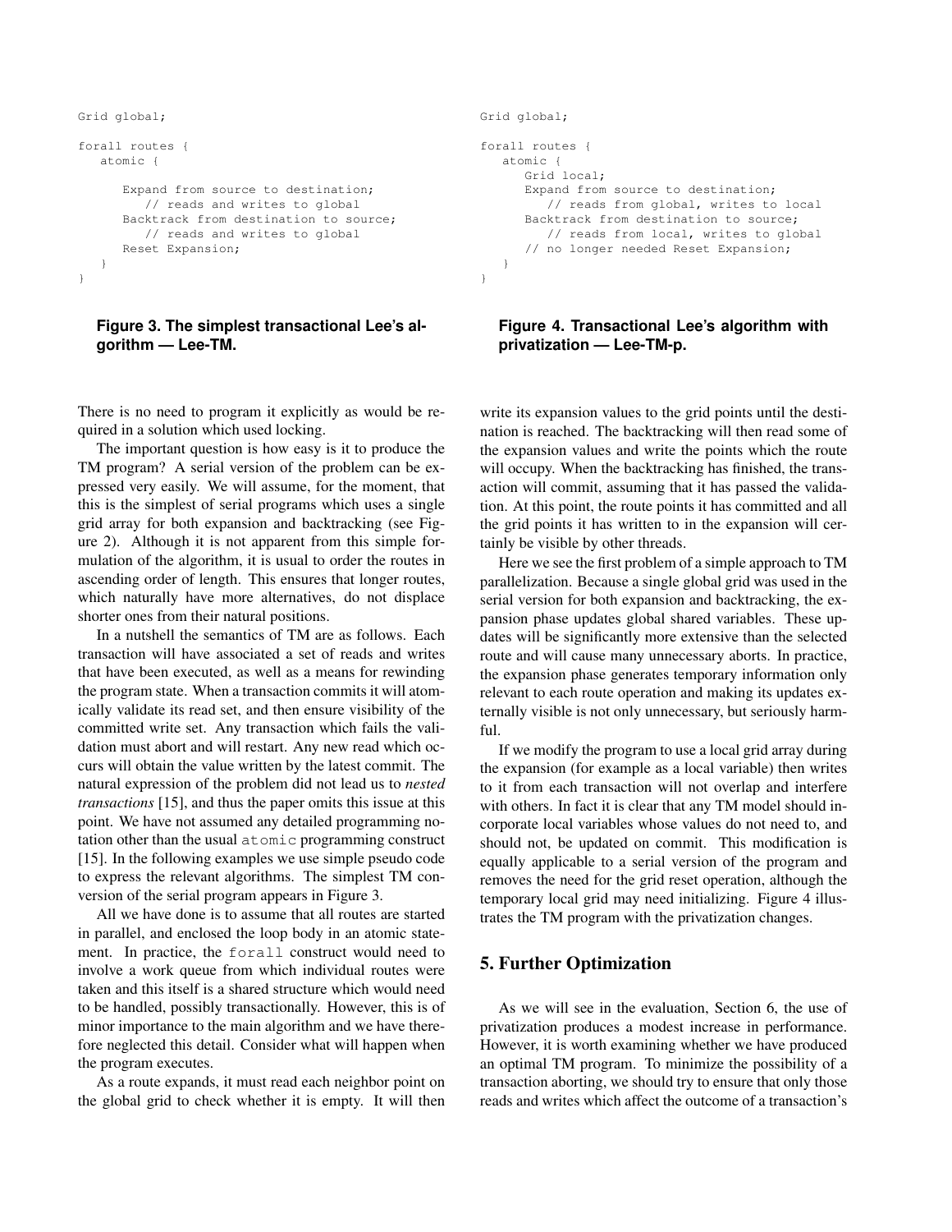```
Grid global;

forall routes {
   atomic {

      Expand from source to destination;
         // reads and writes to global
      Backtrack from destination to source;
         // reads and writes to global
      Reset Expansion;
   }
}
```

**Figure 3. The simplest transactional Lee's algorithm — Lee-TM.**

```
Grid global;

forall routes {
   atomic {
      Grid local;
      Expand from source to destination;
         // reads from global, writes to local
      Backtrack from destination to source;
         // reads from local, writes to global
      // no longer needed Reset Expansion;
   }
}
```

**Figure 4. Transactional Lee's algorithm with privatization — Lee-TM-p.**

There is no need to program it explicitly as would be required in a solution which used locking.

The important question is how easy is it to produce the TM program? A serial version of the problem can be expressed very easily. We will assume, for the moment, that this is the simplest of serial programs which uses a single grid array for both expansion and backtracking (see Figure 2). Although it is not apparent from this simple formulation of the algorithm, it is usual to order the routes in ascending order of length. This ensures that longer routes, which naturally have more alternatives, do not displace shorter ones from their natural positions.

In a nutshell the semantics of TM are as follows. Each transaction will have associated a set of reads and writes that have been executed, as well as a means for rewinding the program state. When a transaction commits it will atomically validate its read set, and then ensure visibility of the committed write set. Any transaction which fails the validation must abort and will restart. Any new read which occurs will obtain the value written by the latest commit. The natural expression of the problem did not lead us to *nested transactions* [15], and thus the paper omits this issue at this point. We have not assumed any detailed programming notation other than the usual `atomic` programming construct [15]. In the following examples we use simple pseudo code to express the relevant algorithms. The simplest TM conversion of the serial program appears in Figure 3.

All we have done is to assume that all routes are started in parallel, and enclosed the loop body in an atomic statement. In practice, the `forall` construct would need to involve a work queue from which individual routes were taken and this itself is a shared structure which would need to be handled, possibly transactionally. However, this is of minor importance to the main algorithm and we have therefore neglected this detail. Consider what will happen when the program executes.

As a route expands, it must read each neighbor point on the global grid to check whether it is empty. It will then write its expansion values to the grid points until the destination is reached. The backtracking will then read some of the expansion values and write the points which the route will occupy. When the backtracking has finished, the transaction will commit, assuming that it has passed the validation. At this point, the route points it has committed and all the grid points it has written to in the expansion will certainly be visible by other threads.

Here we see the first problem of a simple approach to TM parallelization. Because a single global grid was used in the serial version for both expansion and backtracking, the expansion phase updates global shared variables. These updates will be significantly more extensive than the selected route and will cause many unnecessary aborts. In practice, the expansion phase generates temporary information only relevant to each route operation and making its updates externally visible is not only unnecessary, but seriously harmful.

If we modify the program to use a local grid array during the expansion (for example as a local variable) then writes to it from each transaction will not overlap and interfere with others. In fact it is clear that any TM model should incorporate local variables whose values do not need to, and should not, be updated on commit. This modification is equally applicable to a serial version of the program and removes the need for the grid reset operation, although the temporary local grid may need initializing. Figure 4 illustrates the TM program with the privatization changes.

## 5. Further Optimization

As we will see in the evaluation, Section 6, the use of privatization produces a modest increase in performance. However, it is worth examining whether we have produced an optimal TM program. To minimize the possibility of a transaction aborting, we should try to ensure that only those reads and writes which affect the outcome of a transaction's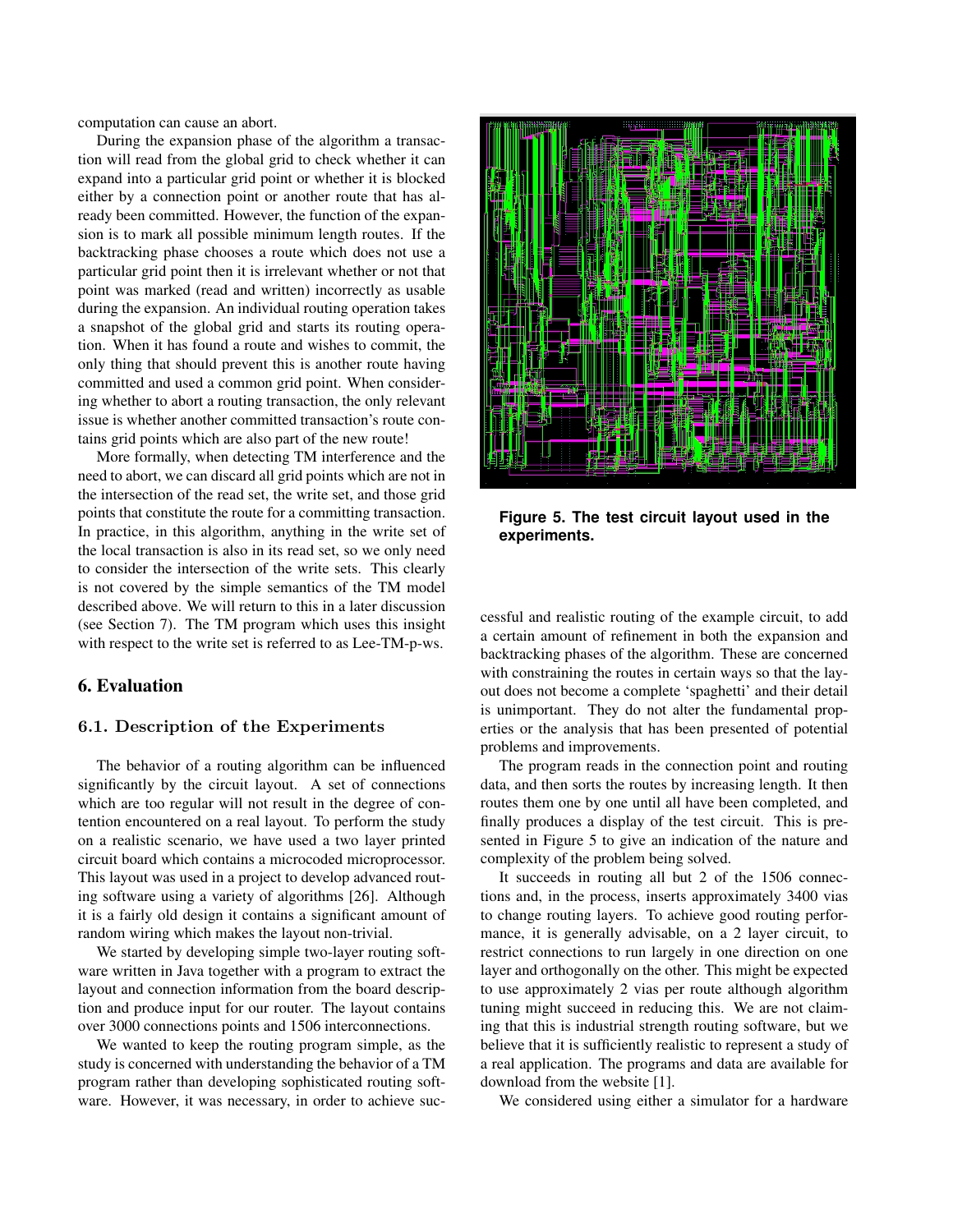computation can cause an abort.

During the expansion phase of the algorithm a transaction will read from the global grid to check whether it can expand into a particular grid point or whether it is blocked either by a connection point or another route that has already been committed. However, the function of the expansion is to mark all possible minimum length routes. If the backtracking phase chooses a route which does not use a particular grid point then it is irrelevant whether or not that point was marked (read and written) incorrectly as usable during the expansion. An individual routing operation takes a snapshot of the global grid and starts its routing operation. When it has found a route and wishes to commit, the only thing that should prevent this is another route having committed and used a common grid point. When considering whether to abort a routing transaction, the only relevant issue is whether another committed transaction's route contains grid points which are also part of the new route!

More formally, when detecting TM interference and the need to abort, we can discard all grid points which are not in the intersection of the read set, the write set, and those grid points that constitute the route for a committing transaction. In practice, in this algorithm, anything in the write set of the local transaction is also in its read set, so we only need to consider the intersection of the write sets. This clearly is not covered by the simple semantics of the TM model described above. We will return to this in a later discussion (see Section 7). The TM program which uses this insight with respect to the write set is referred to as Lee-TM-p-ws.

## 6. Evaluation

### 6.1. Description of the Experiments

The behavior of a routing algorithm can be influenced significantly by the circuit layout. A set of connections which are too regular will not result in the degree of contention encountered on a real layout. To perform the study on a realistic scenario, we have used a two layer printed circuit board which contains a microcoded microprocessor. This layout was used in a project to develop advanced routing software using a variety of algorithms [26]. Although it is a fairly old design it contains a significant amount of random wiring which makes the layout non-trivial.

We started by developing simple two-layer routing software written in Java together with a program to extract the layout and connection information from the board description and produce input for our router. The layout contains over 3000 connections points and 1506 interconnections.

We wanted to keep the routing program simple, as the study is concerned with understanding the behavior of a TM program rather than developing sophisticated routing software. However, it was necessary, in order to achieve successful and realistic routing of the example circuit, to add a certain amount of refinement in both the expansion and backtracking phases of the algorithm. These are concerned with constraining the routes in certain ways so that the layout does not become a complete 'spaghetti' and their detail is unimportant. They do not alter the fundamental properties or the analysis that has been presented of potential problems and improvements.

**Figure 5. The test circuit layout used in the experiments.**

The program reads in the connection point and routing data, and then sorts the routes by increasing length. It then routes them one by one until all have been completed, and finally produces a display of the test circuit. This is presented in Figure 5 to give an indication of the nature and complexity of the problem being solved.

It succeeds in routing all but 2 of the 1506 connections and, in the process, inserts approximately 3400 vias to change routing layers. To achieve good routing performance, it is generally advisable, on a 2 layer circuit, to restrict connections to run largely in one direction on one layer and orthogonally on the other. This might be expected to use approximately 2 vias per route although algorithm tuning might succeed in reducing this. We are not claiming that this is industrial strength routing software, but we believe that it is sufficiently realistic to represent a study of a real application. The programs and data are available for download from the website [1].

We considered using either a simulator for a hardware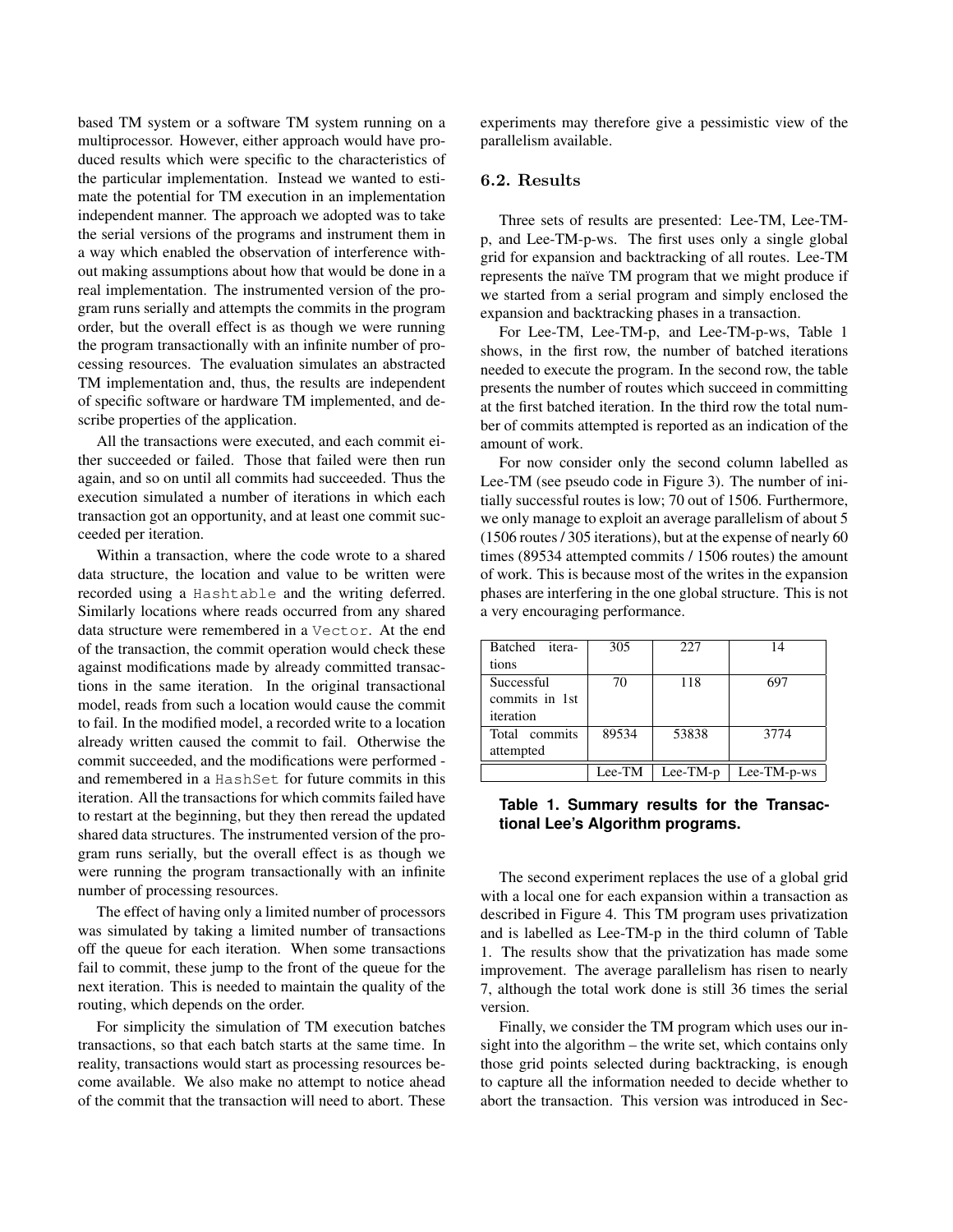based TM system or a software TM system running on a multiprocessor. However, either approach would have produced results which were specific to the characteristics of the particular implementation. Instead we wanted to estimate the potential for TM execution in an implementation independent manner. The approach we adopted was to take the serial versions of the programs and instrument them in a way which enabled the observation of interference without making assumptions about how that would be done in a real implementation. The instrumented version of the program runs serially and attempts the commits in the program order, but the overall effect is as though we were running the program transactionally with an infinite number of processing resources. The evaluation simulates an abstracted TM implementation and, thus, the results are independent of specific software or hardware TM implemented, and describe properties of the application.

All the transactions were executed, and each commit either succeeded or failed. Those that failed were then run again, and so on until all commits had succeeded. Thus the execution simulated a number of iterations in which each transaction got an opportunity, and at least one commit succeeded per iteration.

Within a transaction, where the code wrote to a shared data structure, the location and value to be written were recorded using a `Hashtable` and the writing deferred. Similarly locations where reads occurred from any shared data structure were remembered in a `Vector`. At the end of the transaction, the commit operation would check these against modifications made by already committed transactions in the same iteration. In the original transactional model, reads from such a location would cause the commit to fail. In the modified model, a recorded write to a location already written caused the commit to fail. Otherwise the commit succeeded, and the modifications were performed - and remembered in a `HashSet` for future commits in this iteration. All the transactions for which commits failed have to restart at the beginning, but they then reread the updated shared data structures. The instrumented version of the program runs serially, but the overall effect is as though we were running the program transactionally with an infinite number of processing resources.

The effect of having only a limited number of processors was simulated by taking a limited number of transactions off the queue for each iteration. When some transactions fail to commit, these jump to the front of the queue for the next iteration. This is needed to maintain the quality of the routing, which depends on the order.

For simplicity the simulation of TM execution batches transactions, so that each batch starts at the same time. In reality, transactions would start as processing resources become available. We also make no attempt to notice ahead of the commit that the transaction will need to abort. These experiments may therefore give a pessimistic view of the parallelism available.

### 6.2. Results

Three sets of results are presented: Lee-TM, Lee-TM-p, and Lee-TM-p-ws. The first uses only a single global grid for expansion and backtracking of all routes. Lee-TM represents the naïve TM program that we might produce if we started from a serial program and simply enclosed the expansion and backtracking phases in a transaction.

For Lee-TM, Lee-TM-p, and Lee-TM-p-ws, Table 1 shows, in the first row, the number of batched iterations needed to execute the program. In the second row, the table presents the number of routes which succeed in committing at the first batched iteration. In the third row the total number of commits attempted is reported as an indication of the amount of work.

For now consider only the second column labelled as Lee-TM (see pseudo code in Figure 3). The number of initially successful routes is low; 70 out of 1506. Furthermore, we only manage to exploit an average parallelism of about 5 (1506 routes / 305 iterations), but at the expense of nearly 60 times (89534 attempted commits / 1506 routes) the amount of work. This is because most of the writes in the expansion phases are interfering in the one global structure. This is not a very encouraging performance.

| | Lee-TM | Lee-TM-p | Lee-TM-p-ws |
|---|---|---|---|
| Batched iterations | 305 | 227 | 14 |
| Successful commits in 1st iteration | 70 | 118 | 697 |
| Total commits attempted | 89534 | 53838 | 3774 |

**Table 1. Summary results for the Transactional Lee's Algorithm programs.**

The second experiment replaces the use of a global grid with a local one for each expansion within a transaction as described in Figure 4. This TM program uses privatization and is labelled as Lee-TM-p in the third column of Table 1. The results show that the privatization has made some improvement. The average parallelism has risen to nearly 7, although the total work done is still 36 times the serial version.

Finally, we consider the TM program which uses our insight into the algorithm – the write set, which contains only those grid points selected during backtracking, is enough to capture all the information needed to decide whether to abort the transaction. This version was introduced in Sec-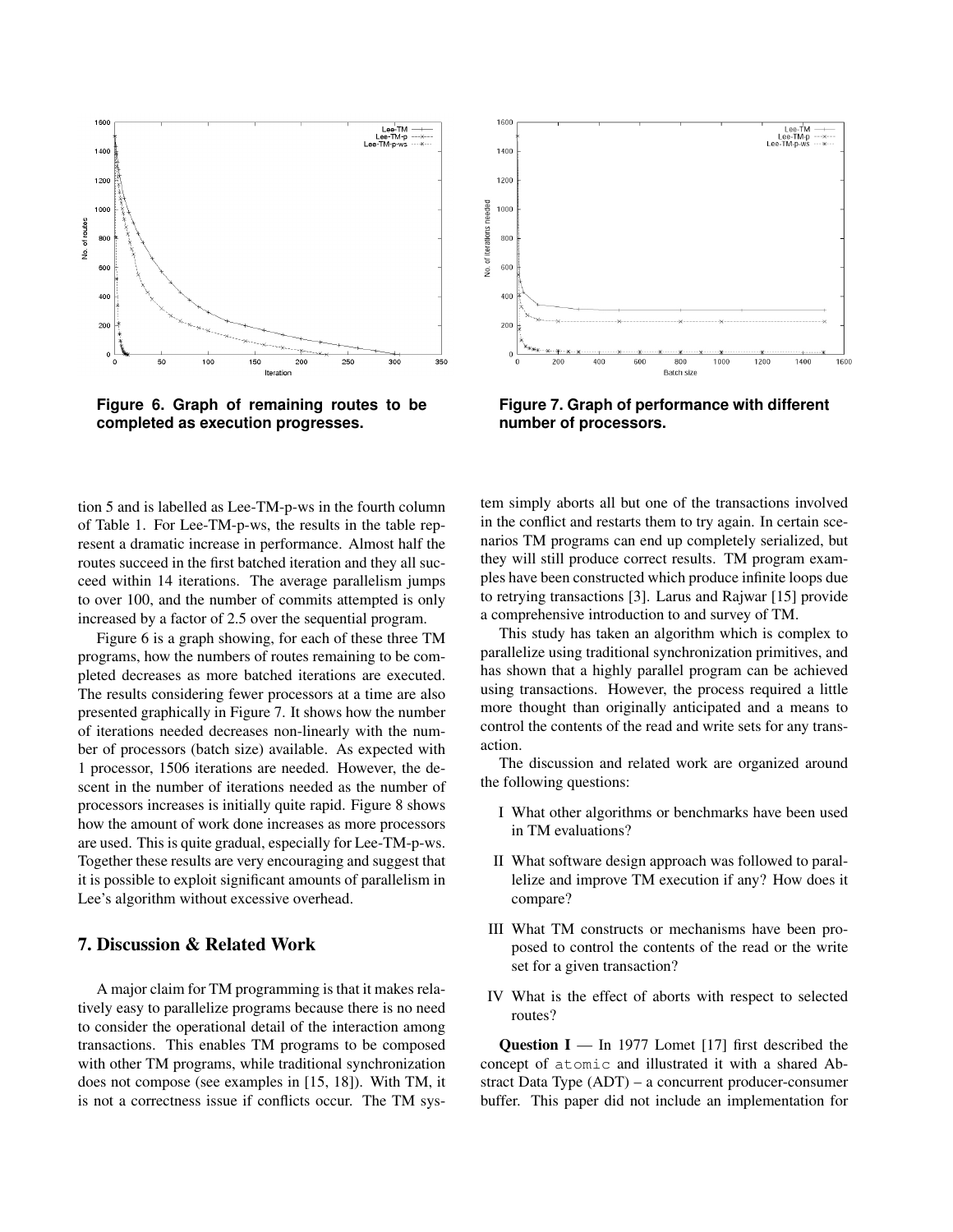Figure 6. Graph of remaining routes to be completed as execution progresses.

Figure 7. Graph of performance with different number of processors.

tion 5 and is labelled as Lee-TM-p-ws in the fourth column of Table 1. For Lee-TM-p-ws, the results in the table represent a dramatic increase in performance. Almost half the routes succeed in the first batched iteration and they all succeed within 14 iterations. The average parallelism jumps to over 100, and the number of commits attempted is only increased by a factor of 2.5 over the sequential program.

Figure 6 is a graph showing, for each of these three TM programs, how the numbers of routes remaining to be completed decreases as more batched iterations are executed. The results considering fewer processors at a time are also presented graphically in Figure 7. It shows how the number of iterations needed decreases non-linearly with the number of processors (batch size) available. As expected with 1 processor, 1506 iterations are needed. However, the descent in the number of iterations needed as the number of processors increases is initially quite rapid. Figure 8 shows how the amount of work done increases as more processors are used. This is quite gradual, especially for Lee-TM-p-ws. Together these results are very encouraging and suggest that it is possible to exploit significant amounts of parallelism in Lee's algorithm without excessive overhead.

## 7. Discussion & Related Work

A major claim for TM programming is that it makes relatively easy to parallelize programs because there is no need to consider the operational detail of the interaction among transactions. This enables TM programs to be composed with other TM programs, while traditional synchronization does not compose (see examples in [15, 18]). With TM, it is not a correctness issue if conflicts occur. The TM system simply aborts all but one of the transactions involved in the conflict and restarts them to try again. In certain scenarios TM programs can end up completely serialized, but they will still produce correct results. TM program examples have been constructed which produce infinite loops due to retrying transactions [3]. Larus and Rajwar [15] provide a comprehensive introduction to and survey of TM.

This study has taken an algorithm which is complex to parallelize using traditional synchronization primitives, and has shown that a highly parallel program can be achieved using transactions. However, the process required a little more thought than originally anticipated and a means to control the contents of the read and write sets for any transaction.

The discussion and related work are organized around the following questions:

I What other algorithms or benchmarks have been used in TM evaluations?

II What software design approach was followed to parallelize and improve TM execution if any? How does it compare?

III What TM constructs or mechanisms have been proposed to control the contents of the read or the write set for a given transaction?

IV What is the effect of aborts with respect to selected routes?

**Question I** — In 1977 Lomet [17] first described the concept of `atomic` and illustrated it with a shared Abstract Data Type (ADT) – a concurrent producer-consumer buffer. This paper did not include an implementation for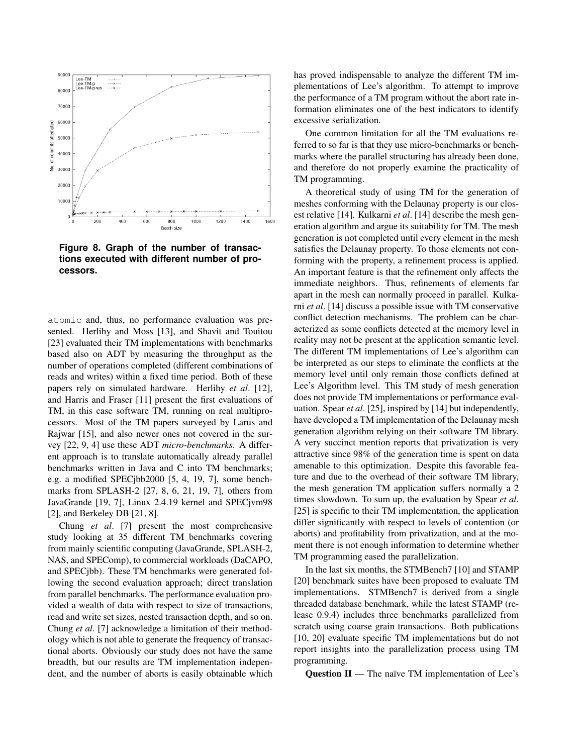**Figure 8. Graph of the number of transactions executed with different number of processors.**

atomic and, thus, no performance evaluation was presented. Herlihy and Moss [13], and Shavit and Touitou [23] evaluated their TM implementations with benchmarks based also on ADT by measuring the throughput as the number of operations completed (different combinations of reads and writes) within a fixed time period. Both of these papers rely on simulated hardware. Herlihy *et al*. [12], and Harris and Fraser [11] present the first evaluations of TM, in this case software TM, running on real multiprocessors. Most of the TM papers surveyed by Larus and Rajwar [15], and also newer ones not covered in the survey [22, 9, 4] use these ADT *micro-benchmarks*. A different approach is to translate automatically already parallel benchmarks written in Java and C into TM benchmarks; e.g. a modified SPECjbb2000 [5, 4, 19, 7], some benchmarks from SPLASH-2 [27, 8, 6, 21, 19, 7], others from JavaGrande [19, 7], Linux 2.4.19 kernel and SPECjvm98 [2], and Berkeley DB [21, 8].

Chung *et al*. [7] present the most comprehensive study looking at 35 different TM benchmarks covering from mainly scientific computing (JavaGrande, SPLASH-2, NAS, and SPEComp), to commercial workloads (DaCAPO, and SPECjbb). These TM benchmarks were generated following the second evaluation approach; direct translation from parallel benchmarks. The performance evaluation provided a wealth of data with respect to size of transactions, read and write set sizes, nested transaction depth, and so on. Chung *et al*. [7] acknowledge a limitation of their methodology which is not able to generate the frequency of transactional aborts. Obviously our study does not have the same breadth, but our results are TM implementation independent, and the number of aborts is easily obtainable which has proved indispensable to analyze the different TM implementations of Lee's algorithm. To attempt to improve the performance of a TM program without the abort rate information eliminates one of the best indicators to identify excessive serialization.

One common limitation for all the TM evaluations referred to so far is that they use micro-benchmarks or benchmarks where the parallel structuring has already been done, and therefore do not properly examine the practicality of TM programming.

A theoretical study of using TM for the generation of meshes conforming with the Delaunay property is our closest relative [14]. Kulkarni *et al*. [14] describe the mesh generation algorithm and argue its suitability for TM. The mesh generation is not completed until every element in the mesh satisfies the Delaunay property. To those elements not conforming with the property, a refinement process is applied. An important feature is that the refinement only affects the immediate neighbors. Thus, refinements of elements far apart in the mesh can normally proceed in parallel. Kulkarni *et al*. [14] discuss a possible issue with TM conservative conflict detection mechanisms. The problem can be characterized as some conflicts detected at the memory level in reality may not be present at the application semantic level. The different TM implementations of Lee's algorithm can be interpreted as our steps to eliminate the conflicts at the memory level until only remain those conflicts defined at Lee's Algorithm level. This TM study of mesh generation does not provide TM implementations or performance evaluation. Spear *et al*. [25], inspired by [14] but independently, have developed a TM implementation of the Delaunay mesh generation algorithm relying on their software TM library. A very succinct mention reports that privatization is very attractive since 98% of the generation time is spent on data amenable to this optimization. Despite this favorable feature and due to the overhead of their software TM library, the mesh generation TM application suffers normally a 2 times slowdown. To sum up, the evaluation by Spear *et al*. [25] is specific to their TM implementation, the application differ significantly with respect to levels of contention (or aborts) and profitability from privatization, and at the moment there is not enough information to determine whether TM programming eased the parallelization.

In the last six months, the STMBench7 [10] and STAMP [20] benchmark suites have been proposed to evaluate TM implementations. STMBench7 is derived from a single threaded database benchmark, while the latest STAMP (release 0.9.4) includes three benchmarks parallelized from scratch using coarse grain transactions. Both publications [10, 20] evaluate specific TM implementations but do not report insights into the parallelization process using TM programming.

**Question II** — The naïve TM implementation of Lee's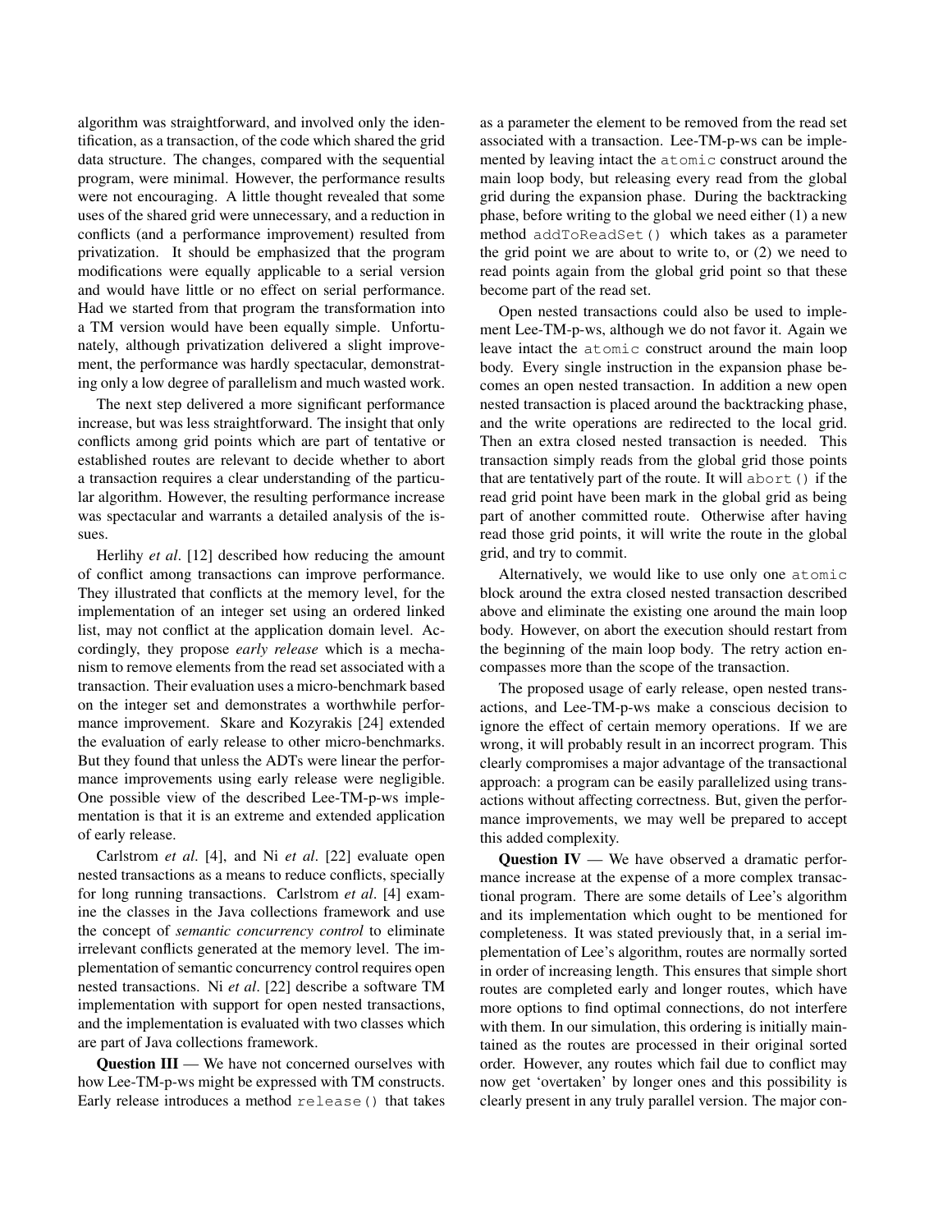algorithm was straightforward, and involved only the identification, as a transaction, of the code which share the grid data structure. The changes, compared with the sequential program, were minimal. However, the performance results were not encouraging. A little thought revealed that some uses of the shared grid were unnecessary, and a reduction in conflicts (and a performance improvement) resulted from privatization. It should be emphasized that the program modifications were equally applicable to a serial version and would have little or no effect on serial performance. Had we started from that program the transformation into a TM version would have been equally simple. Unfortunately, although privatization delivered a slight improvement, the performance was hardly spectacular, demonstrating only a low degree of parallelism and much wasted work.

The next step delivered a more significant performance increase, but was less straightforward. The insight that only conflicts among grid points which are part of tentative or established routes are relevant to decide whether to abort a transaction requires a clear understanding of the particular algorithm. However, the resulting performance increase was spectacular and warrants a detailed analysis of the issues.

Herlihy *et al*. [12] described how reducing the amount of conflict among transactions can improve performance. They illustrated that conflicts at the memory level, for the implementation of an integer set using an ordered linked list, may not conflict at the application domain level. Accordingly, they propose *early release* which is a mechanism to remove elements from the read set associated with a transaction. Their evaluation uses a micro-benchmark based on the integer set and demonstrates a worthwhile performance improvement. Skare and Kozyrakis [24] extended the evaluation of early release to other micro-benchmarks. But they found that unless the ADTs were linear the performance improvements using early release were negligible. One possible view of the described Lee-TM-p-ws implementation is that it is an extreme and extended application of early release.

Carlstrom *et al*. [4], and Ni *et al*. [22] evaluate open nested transactions as a means to reduce conflicts, specially for long running transactions. Carlstrom *et al*. [4] examine the classes in the Java collections framework and use the concept of *semantic concurrency control* to eliminate irrelevant conflicts generated at the memory level. The implementation of semantic concurrency control requires open nested transactions. Ni *et al*. [22] describe a software TM implementation with support for open nested transactions, and the implementation is evaluated with two classes which are part of Java collections framework.

**Question III** — We have not concerned ourselves with how Lee-TM-p-ws might be expressed with TM constructs. Early release introduces a method `release()` that takes as a parameter the element to be removed from the read set associated with a transaction. Lee-TM-p-ws can be implemented by leaving intact the `atomic` construct around the main loop body, but releasing every read from the global grid during the expansion phase. During the backtracking phase, before writing to the global we need either (1) a new method `addToReadSet()` which takes as a parameter the grid point we are about to write to, or (2) we need to read points again from the global grid point so that these become part of the read set.

Open nested transactions could also be used to implement Lee-TM-p-ws, although we do not favor it. Again we leave intact the `atomic` construct around the main loop body. Every single instruction in the expansion phase becomes an open nested transaction. In addition a new open nested transaction is placed around the backtracking phase, and the write operations are redirected to the local grid. Then an extra closed nested transaction is needed. This transaction simply reads from the global grid those points that are tentatively part of the route. It will `abort()` if the read grid point have been mark in the global grid as being part of another committed route. Otherwise after having read those grid points, it will write the route in the global grid, and try to commit.

Alternatively, we would like to use only one `atomic` block around the extra closed nested transaction described above and eliminate the existing one around the main loop body. However, on abort the execution should restart from the beginning of the main loop body. The retry action encompasses more than the scope of the transaction.

The proposed usage of early release, open nested transactions, and Lee-TM-p-ws make a conscious decision to ignore the effect of certain memory operations. If we are wrong, it will probably result in an incorrect program. This clearly compromises a major advantage of the transactional approach: a program can be easily parallelized using transactions without affecting correctness. But, given the performance improvements, we may well be prepared to accept this added complexity.

**Question IV** — We have observed a dramatic performance increase at the expense of a more complex transactional program. There are some details of Lee's algorithm and its implementation which ought to be mentioned for completeness. It was stated previously that, in a serial implementation of Lee's algorithm, routes are normally sorted in order of increasing length. This ensures that simple short routes are completed early and longer routes, which have more options to find optimal connections, do not interfere with them. In our simulation, this ordering is initially maintained as the routes are processed in their original sorted order. However, any routes which fail due to conflict may now get 'overtaken' by longer ones and this possibility is clearly present in any truly parallel version. The major con-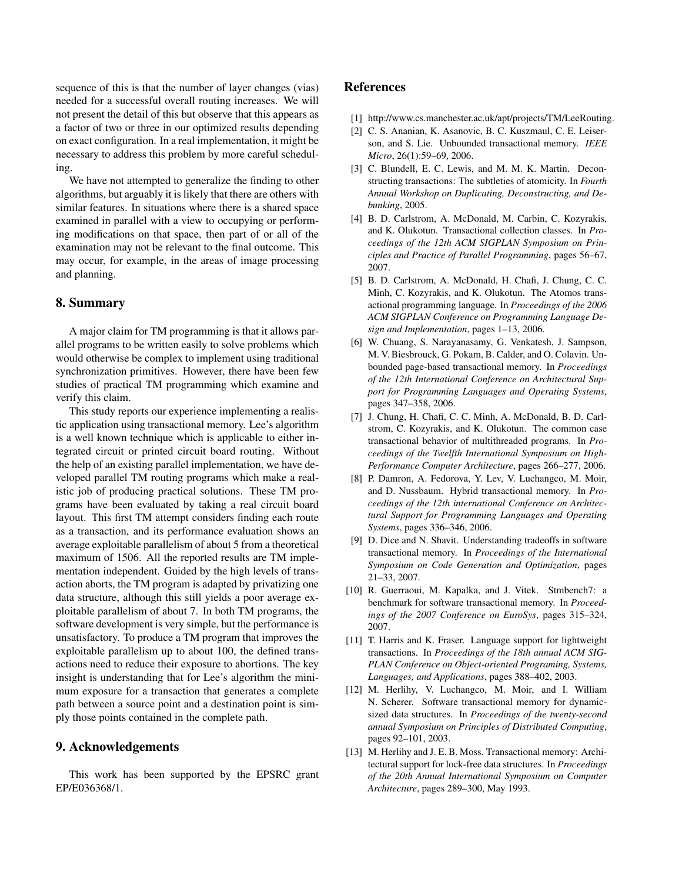sequence of this is that the number of layer changes (vias) needed for a successful overall routing increases. We will not present the detail of this but observe that this appears as a factor of two or three in our optimized results depending on exact configuration. In a real implementation, it might be necessary to address this problem by more careful scheduling.

We have not attempted to generalize the finding to other algorithms, but arguably it is likely that there are others with similar features. In situations where there is a shared space examined in parallel with a view to occupying or performing modifications on that space, then part of or all of the examination may not be relevant to the final outcome. This may occur, for example, in the areas of image processing and planning.

## 8. Summary

A major claim for TM programming is that it allows parallel programs to be written easily to solve problems which would otherwise be complex to implement using traditional synchronization primitives. However, there have been few studies of practical TM programming which examine and verify this claim.

This study reports our experience implementing a realistic application using transactional memory. Lee's algorithm is a well known technique which is applicable to either integrated circuit or printed circuit board routing. Without the help of an existing parallel implementation, we have developed parallel TM routing programs which make a realistic job of producing practical solutions. These TM programs have been evaluated by taking a real circuit board layout. This first TM attempt considers finding each route as a transaction, and its performance evaluation shows an average exploitable parallelism of about 5 from a theoretical maximum of 1506. All the reported results are TM implementation independent. Guided by the high levels of transaction aborts, the TM program is adapted by privatizing one data structure, although this still yields a poor average exploitable parallelism of about 7. In both TM programs, the software development is very simple, but the performance is unsatisfactory. To produce a TM program that improves the exploitable parallelism up to about 100, the defined transactions need to reduce their exposure to abortions. The key insight is understanding that for Lee's algorithm the minimum exposure for a transaction that generates a complete path between a source point and a destination point is simply those points contained in the complete path.

## 9. Acknowledgements

This work has been supported by the EPSRC grant EP/E036368/1.

## References

[1] http://www.cs.manchester.ac.uk/apt/projects/TM/LeeRouting.

[2] C. S. Ananian, K. Asanovic, B. C. Kuszmaul, C. E. Leiserson, and S. Lie. Unbounded transactional memory. *IEEE Micro*, 26(1):59–69, 2006.

[3] C. Blundell, E. C. Lewis, and M. M. K. Martin. Deconstructing transactions: The subtleties of atomicity. In *Fourth Annual Workshop on Duplicating, Deconstructing, and Debunking*, 2005.

[4] B. D. Carlstrom, A. McDonald, M. Carbin, C. Kozyrakis, and K. Olukotun. Transactional collection classes. In *Proceedings of the 12th ACM SIGPLAN Symposium on Principles and Practice of Parallel Programming*, pages 56–67, 2007.

[5] B. D. Carlstrom, A. McDonald, H. Chafi, J. Chung, C. C. Minh, C. Kozyrakis, and K. Olukotun. The Atomos transactional programming language. In *Proceedings of the 2006 ACM SIGPLAN Conference on Programming Language Design and Implementation*, pages 1–13, 2006.

[6] W. Chuang, S. Narayanasamy, G. Venkatesh, J. Sampson, M. V. Biesbrouck, G. Pokam, B. Calder, and O. Colavin. Unbounded page-based transactional memory. In *Proceedings of the 12th International Conference on Architectural Support for Programming Languages and Operating Systems*, pages 347–358, 2006.

[7] J. Chung, H. Chafi, C. C. Minh, A. McDonald, B. D. Carlstrom, C. Kozyrakis, and K. Olukotun. The common case transactional behavior of multithreaded programs. In *Proceedings of the Twelfth International Symposium on High-Performance Computer Architecture*, pages 266–277, 2006.

[8] P. Damron, A. Fedorova, Y. Lev, V. Luchangco, M. Moir, and D. Nussbaum. Hybrid transactional memory. In *Proceedings of the 12th international Conference on Architectural Support for Programming Languages and Operating Systems*, pages 336–346, 2006.

[9] D. Dice and N. Shavit. Understanding tradeoffs in software transactional memory. In *Proceedings of the International Symposium on Code Generation and Optimization*, pages 21–33, 2007.

[10] R. Guerraoui, M. Kapalka, and J. Vitek. Stmbench7: a benchmark for software transactional memory. In *Proceedings of the 2007 Conference on EuroSys*, pages 315–324, 2007.

[11] T. Harris and K. Fraser. Language support for lightweight transactions. In *Proceedings of the 18th annual ACM SIGPLAN Conference on Object-oriented Programing, Systems, Languages, and Applications*, pages 388–402, 2003.

[12] M. Herlihy, V. Luchangco, M. Moir, and I. William N. Scherer. Software transactional memory for dynamic-sized data structures. In *Proceedings of the twenty-second annual Symposium on Principles of Distributed Computing*, pages 92–101, 2003.

[13] M. Herlihy and J. E. B. Moss. Transactional memory: Architectural support for lock-free data structures. In *Proceedings of the 20th Annual International Symposium on Computer Architecture*, pages 289–300, May 1993.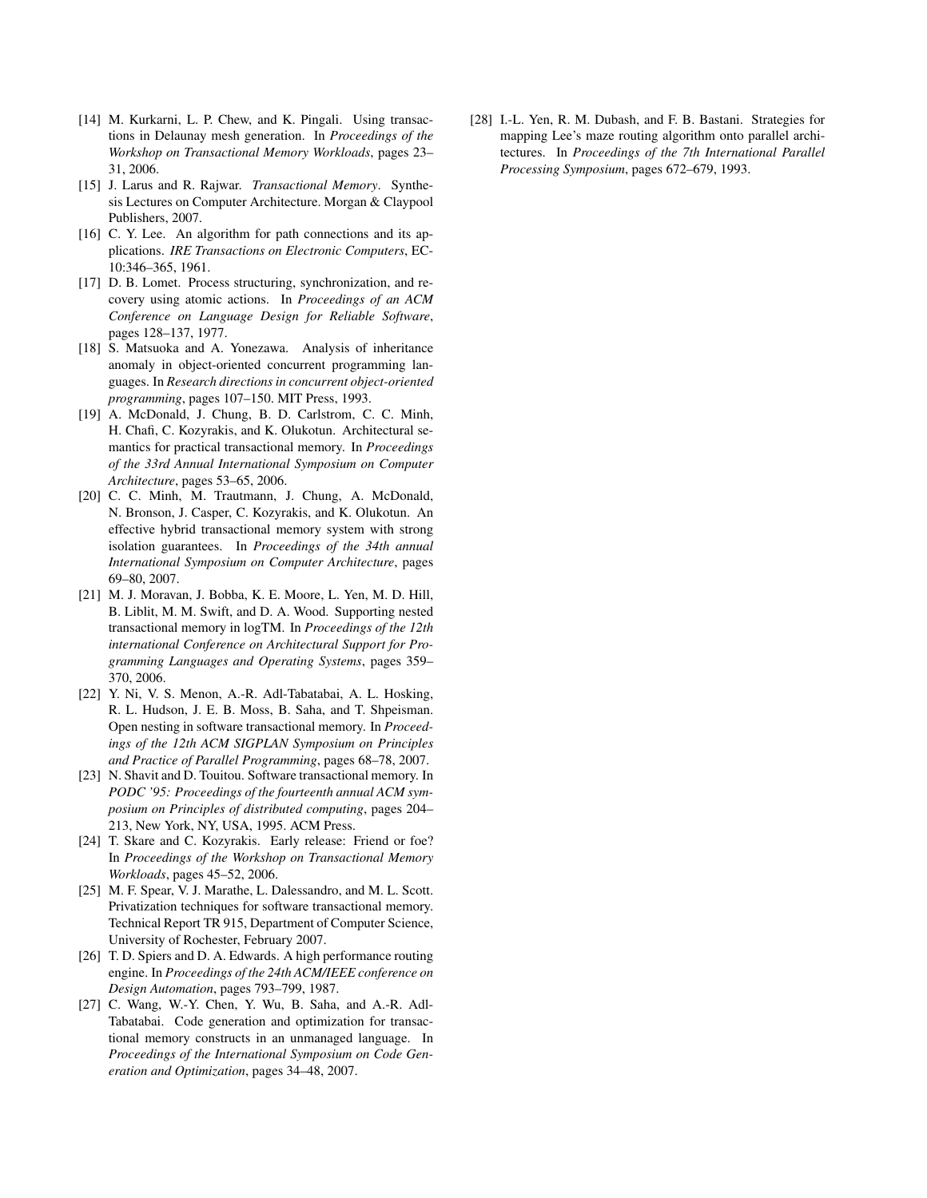[14] M. Kurkarni, L. P. Chew, and K. Pingali. Using transactions in Delaunay mesh generation. In *Proceedings of the Workshop on Transactional Memory Workloads*, pages 23–31, 2006.

[15] J. Larus and R. Rajwar. *Transactional Memory*. Synthesis Lectures on Computer Architecture. Morgan & Claypool Publishers, 2007.

[16] C. Y. Lee. An algorithm for path connections and its applications. *IRE Transactions on Electronic Computers*, EC-10:346–365, 1961.

[17] D. B. Lomet. Process structuring, synchronization, and recovery using atomic actions. In *Proceedings of an ACM Conference on Language Design for Reliable Software*, pages 128–137, 1977.

[18] S. Matsuoka and A. Yonezawa. Analysis of inheritance anomaly in object-oriented concurrent programming languages. In *Research directions in concurrent object-oriented programming*, pages 107–150. MIT Press, 1993.

[19] A. McDonald, J. Chung, B. D. Carlstrom, C. C. Minh, H. Chafi, C. Kozyrakis, and K. Olukotun. Architectural semantics for practical transactional memory. In *Proceedings of the 33rd Annual International Symposium on Computer Architecture*, pages 53–65, 2006.

[20] C. C. Minh, M. Trautmann, J. Chung, A. McDonald, N. Bronson, J. Casper, C. Kozyrakis, and K. Olukotun. An effective hybrid transactional memory system with strong isolation guarantees. In *Proceedings of the 34th annual International Symposium on Computer Architecture*, pages 69–80, 2007.

[21] M. J. Moravan, J. Bobba, K. E. Moore, L. Yen, M. D. Hill, B. Liblit, M. M. Swift, and D. A. Wood. Supporting nested transactional memory in logTM. In *Proceedings of the 12th international Conference on Architectural Support for Programming Languages and Operating Systems*, pages 359–370, 2006.

[22] Y. Ni, V. S. Menon, A.-R. Adl-Tabatabai, A. L. Hosking, R. L. Hudson, J. E. B. Moss, B. Saha, and T. Shpeisman. Open nesting in software transactional memory. In *Proceedings of the 12th ACM SIGPLAN Symposium on Principles and Practice of Parallel Programming*, pages 68–78, 2007.

[23] N. Shavit and D. Touitou. Software transactional memory. In *PODC '95: Proceedings of the fourteenth annual ACM symposium on Principles of distributed computing*, pages 204–213, New York, NY, USA, 1995. ACM Press.

[24] T. Skare and C. Kozyrakis. Early release: Friend or foe? In *Proceedings of the Workshop on Transactional Memory Workloads*, pages 45–52, 2006.

[25] M. F. Spear, V. J. Marathe, L. Dalessandro, and M. L. Scott. Privatization techniques for software transactional memory. Technical Report TR 915, Department of Computer Science, University of Rochester, February 2007.

[26] T. D. Spiers and D. A. Edwards. A high performance routing engine. In *Proceedings of the 24th ACM/IEEE conference on Design Automation*, pages 793–799, 1987.

[27] C. Wang, W.-Y. Chen, Y. Wu, B. Saha, and A.-R. Adl-Tabatabai. Code generation and optimization for transactional memory constructs in an unmanaged language. In *Proceedings of the International Symposium on Code Generation and Optimization*, pages 34–48, 2007.

[28] I.-L. Yen, R. M. Dubash, and F. B. Bastani. Strategies for mapping Lee's maze routing algorithm onto parallel architectures. In *Proceedings of the 7th International Parallel Processing Symposium*, pages 672–679, 1993.